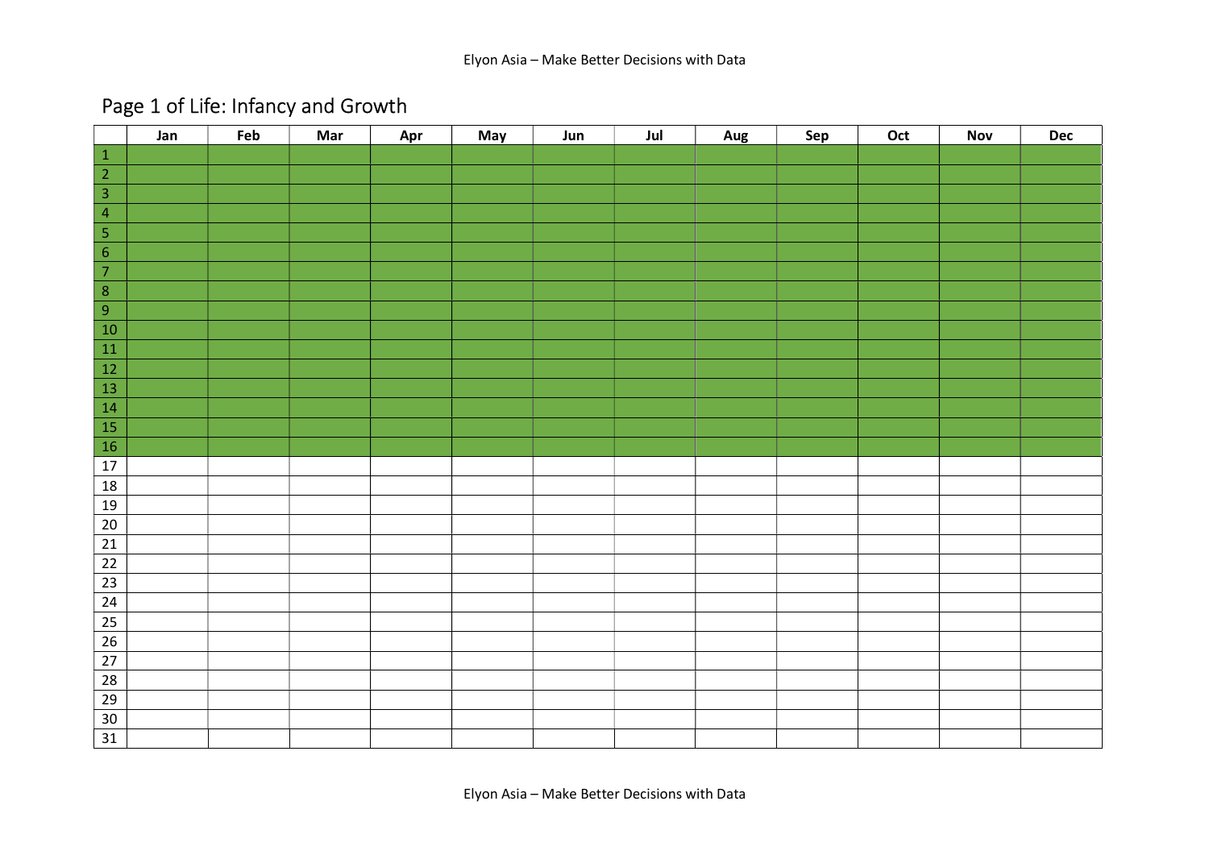# Page 1 of Life: Infancy and Growth

| | Jan | Feb | Mar | Apr | May | Jun | Jul | Aug | Sep | Oct | Nov | Dec |
|---|---|---|---|---|---|---|---|---|---|---|---|---|
| 1 | | | | | | | | | | | | |
| 2 | | | | | | | | | | | | |
| 3 | | | | | | | | | | | | |
| 4 | | | | | | | | | | | | |
| 5 | | | | | | | | | | | | |
| 6 | | | | | | | | | | | | |
| 7 | | | | | | | | | | | | |
| 8 | | | | | | | | | | | | |
| 9 | | | | | | | | | | | | |
| 10 | | | | | | | | | | | | |
| 11 | | | | | | | | | | | | |
| 12 | | | | | | | | | | | | |
| 13 | | | | | | | | | | | | |
| 14 | | | | | | | | | | | | |
| 15 | | | | | | | | | | | | |
| 16 | | | | | | | | | | | | |
| 17 | | | | | | | | | | | | |
| 18 | | | | | | | | | | | | |
| 19 | | | | | | | | | | | | |
| 20 | | | | | | | | | | | | |
| 21 | | | | | | | | | | | | |
| 22 | | | | | | | | | | | | |
| 23 | | | | | | | | | | | | |
| 24 | | | | | | | | | | | | |
| 25 | | | | | | | | | | | | |
| 26 | | | | | | | | | | | | |
| 27 | | | | | | | | | | | | |
| 28 | | | | | | | | | | | | |
| 29 | | | | | | | | | | | | |
| 30 | | | | | | | | | | | | |
| 31 | | | | | | | | | | | | |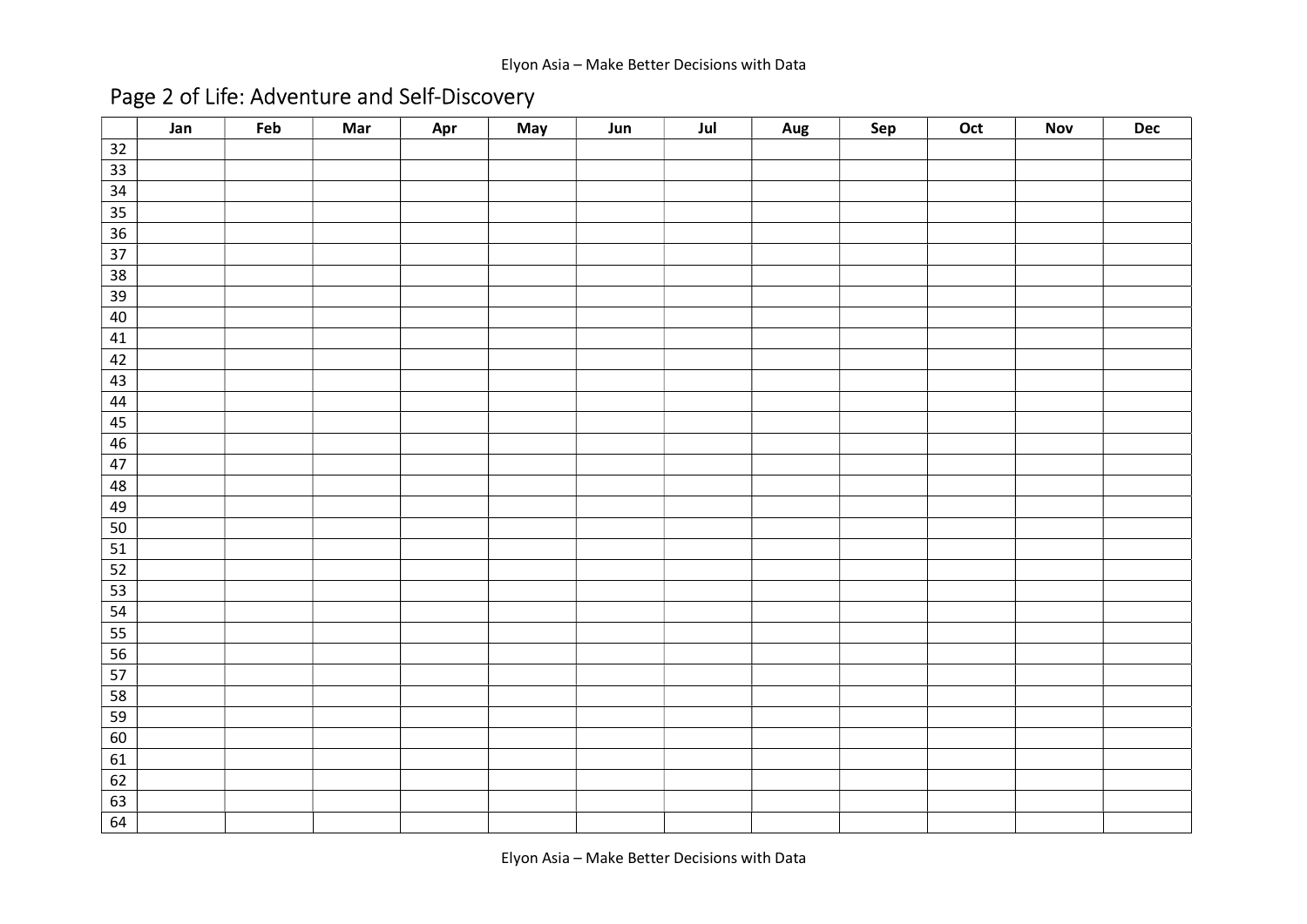## Page 2 of Life: Adventure and Self-Discovery

| | Jan | Feb | Mar | Apr | May | Jun | Jul | Aug | Sep | Oct | Nov | Dec |
|---|---|---|---|---|---|---|---|---|---|---|---|---|
| 32 | | | | | | | | | | | | |
| 33 | | | | | | | | | | | | |
| 34 | | | | | | | | | | | | |
| 35 | | | | | | | | | | | | |
| 36 | | | | | | | | | | | | |
| 37 | | | | | | | | | | | | |
| 38 | | | | | | | | | | | | |
| 39 | | | | | | | | | | | | |
| 40 | | | | | | | | | | | | |
| 41 | | | | | | | | | | | | |
| 42 | | | | | | | | | | | | |
| 43 | | | | | | | | | | | | |
| 44 | | | | | | | | | | | | |
| 45 | | | | | | | | | | | | |
| 46 | | | | | | | | | | | | |
| 47 | | | | | | | | | | | | |
| 48 | | | | | | | | | | | | |
| 49 | | | | | | | | | | | | |
| 50 | | | | | | | | | | | | |
| 51 | | | | | | | | | | | | |
| 52 | | | | | | | | | | | | |
| 53 | | | | | | | | | | | | |
| 54 | | | | | | | | | | | | |
| 55 | | | | | | | | | | | | |
| 56 | | | | | | | | | | | | |
| 57 | | | | | | | | | | | | |
| 58 | | | | | | | | | | | | |
| 59 | | | | | | | | | | | | |
| 60 | | | | | | | | | | | | |
| 61 | | | | | | | | | | | | |
| 62 | | | | | | | | | | | | |
| 63 | | | | | | | | | | | | |
| 64 | | | | | | | | | | | | |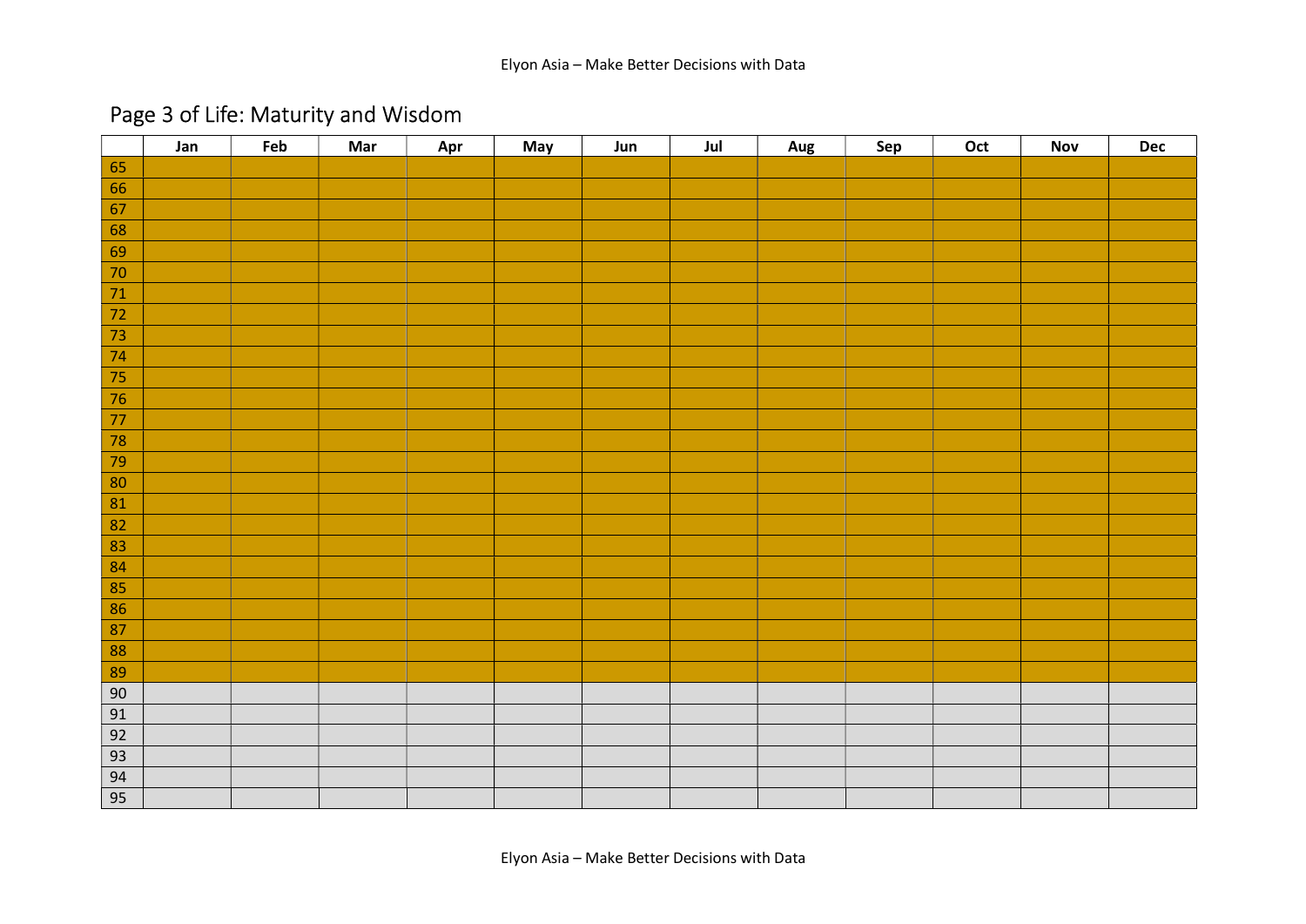# Page 3 of Life: Maturity and Wisdom

| | Jan | Feb | Mar | Apr | May | Jun | Jul | Aug | Sep | Oct | Nov | Dec |
|---|---|---|---|---|---|---|---|---|---|---|---|---|
| 65 | | | | | | | | | | | | |
| 66 | | | | | | | | | | | | |
| 67 | | | | | | | | | | | | |
| 68 | | | | | | | | | | | | |
| 69 | | | | | | | | | | | | |
| 70 | | | | | | | | | | | | |
| 71 | | | | | | | | | | | | |
| 72 | | | | | | | | | | | | |
| 73 | | | | | | | | | | | | |
| 74 | | | | | | | | | | | | |
| 75 | | | | | | | | | | | | |
| 76 | | | | | | | | | | | | |
| 77 | | | | | | | | | | | | |
| 78 | | | | | | | | | | | | |
| 79 | | | | | | | | | | | | |
| 80 | | | | | | | | | | | | |
| 81 | | | | | | | | | | | | |
| 82 | | | | | | | | | | | | |
| 83 | | | | | | | | | | | | |
| 84 | | | | | | | | | | | | |
| 85 | | | | | | | | | | | | |
| 86 | | | | | | | | | | | | |
| 87 | | | | | | | | | | | | |
| 88 | | | | | | | | | | | | |
| 89 | | | | | | | | | | | | |
| 90 | | | | | | | | | | | | |
| 91 | | | | | | | | | | | | |
| 92 | | | | | | | | | | | | |
| 93 | | | | | | | | | | | | |
| 94 | | | | | | | | | | | | |
| 95 | | | | | | | | | | | | |